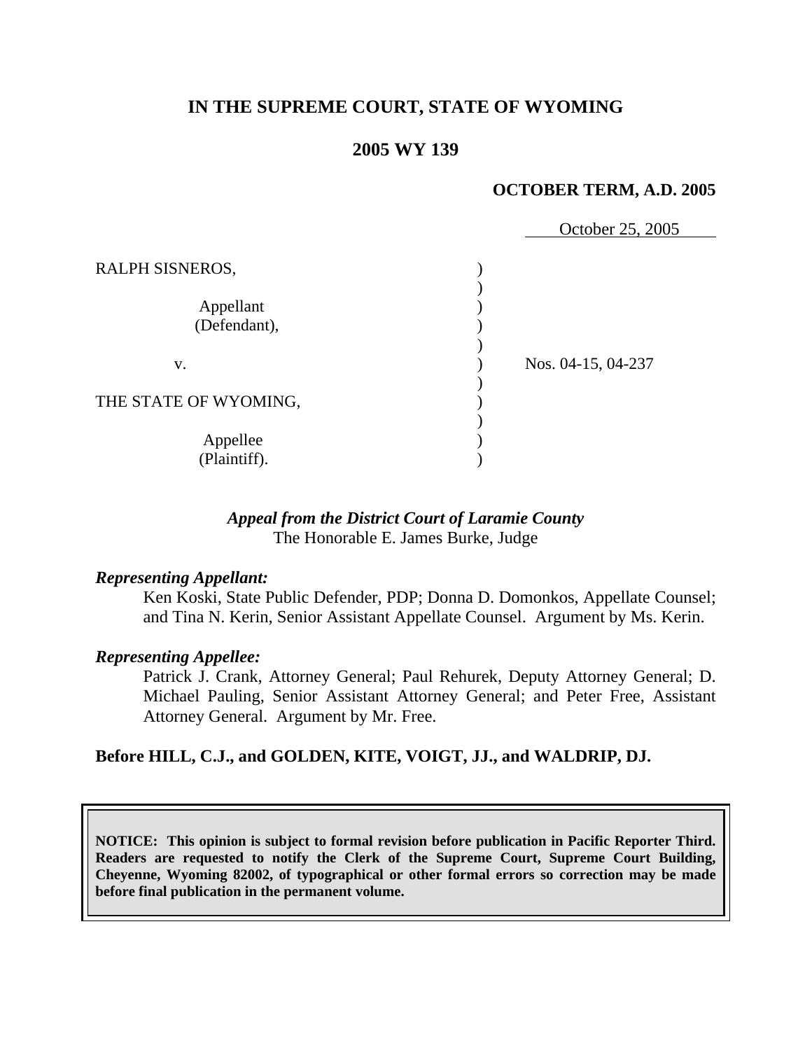**IN THE SUPREME COURT, STATE OF WYOMING**

**2005 WY 139**

**OCTOBER TERM, A.D. 2005**

October 25, 2005

| | | |
|---|---|---|
| RALPH SISNEROS, Appellant (Defendant), | ) | |
| v. | ) | Nos. 04-15, 04-237 |
| THE STATE OF WYOMING, Appellee (Plaintiff). | ) | |

***Appeal from the District Court of Laramie County***
The Honorable E. James Burke, Judge

***Representing Appellant:***

Ken Koski, State Public Defender, PDP; Donna D. Domonkos, Appellate Counsel; and Tina N. Kerin, Senior Assistant Appellate Counsel. Argument by Ms. Kerin.

***Representing Appellee:***

Patrick J. Crank, Attorney General; Paul Rehurek, Deputy Attorney General; D. Michael Pauling, Senior Assistant Attorney General; and Peter Free, Assistant Attorney General. Argument by Mr. Free.

**Before HILL, C.J., and GOLDEN, KITE, VOIGT, JJ., and WALDRIP, DJ.**

**NOTICE: This opinion is subject to formal revision before publication in Pacific Reporter Third. Readers are requested to notify the Clerk of the Supreme Court, Supreme Court Building, Cheyenne, Wyoming 82002, of typographical or other formal errors so correction may be made before final publication in the permanent volume.**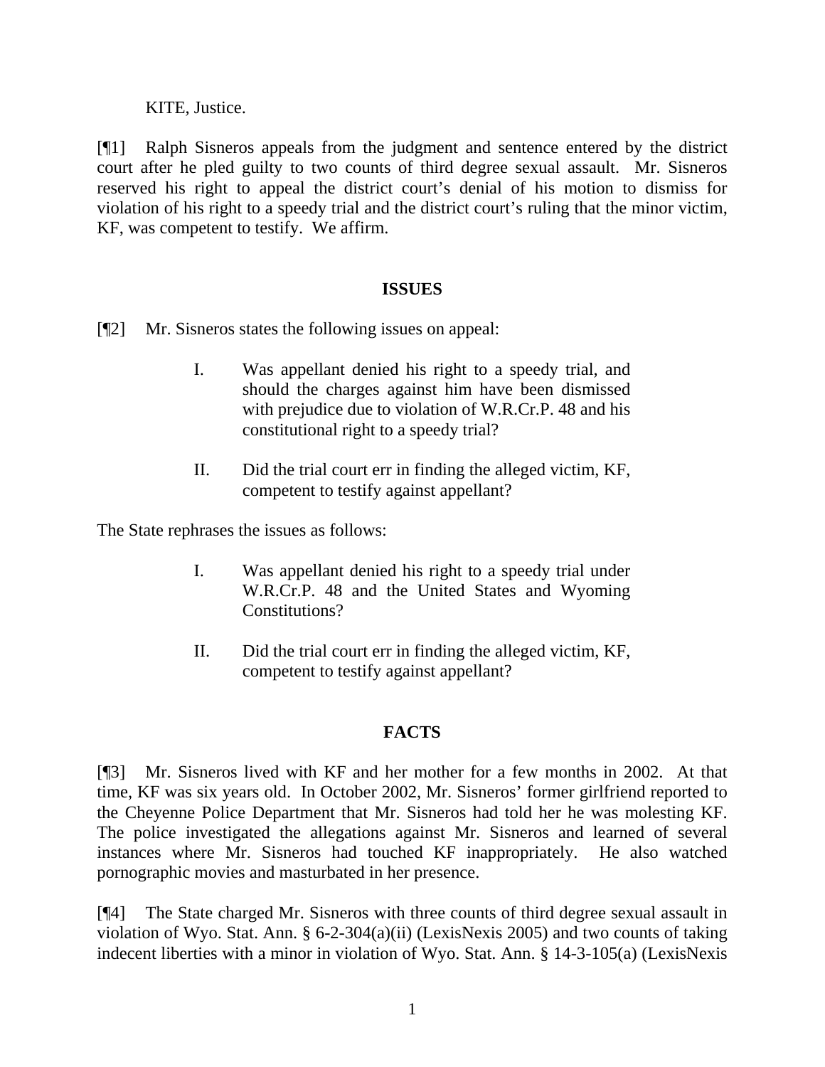KITE, Justice.

[¶1] Ralph Sisneros appeals from the judgment and sentence entered by the district court after he pled guilty to two counts of third degree sexual assault. Mr. Sisneros reserved his right to appeal the district court's denial of his motion to dismiss for violation of his right to a speedy trial and the district court's ruling that the minor victim, KF, was competent to testify. We affirm.

## ISSUES

[¶2] Mr. Sisneros states the following issues on appeal:

> I. Was appellant denied his right to a speedy trial, and should the charges against him have been dismissed with prejudice due to violation of W.R.Cr.P. 48 and his constitutional right to a speedy trial?
>
> II. Did the trial court err in finding the alleged victim, KF, competent to testify against appellant?

The State rephrases the issues as follows:

> I. Was appellant denied his right to a speedy trial under W.R.Cr.P. 48 and the United States and Wyoming Constitutions?
>
> II. Did the trial court err in finding the alleged victim, KF, competent to testify against appellant?

## FACTS

[¶3] Mr. Sisneros lived with KF and her mother for a few months in 2002. At that time, KF was six years old. In October 2002, Mr. Sisneros' former girlfriend reported to the Cheyenne Police Department that Mr. Sisneros had told her he was molesting KF. The police investigated the allegations against Mr. Sisneros and learned of several instances where Mr. Sisneros had touched KF inappropriately. He also watched pornographic movies and masturbated in her presence.

[¶4] The State charged Mr. Sisneros with three counts of third degree sexual assault in violation of Wyo. Stat. Ann. § 6-2-304(a)(ii) (LexisNexis 2005) and two counts of taking indecent liberties with a minor in violation of Wyo. Stat. Ann. § 14-3-105(a) (LexisNexis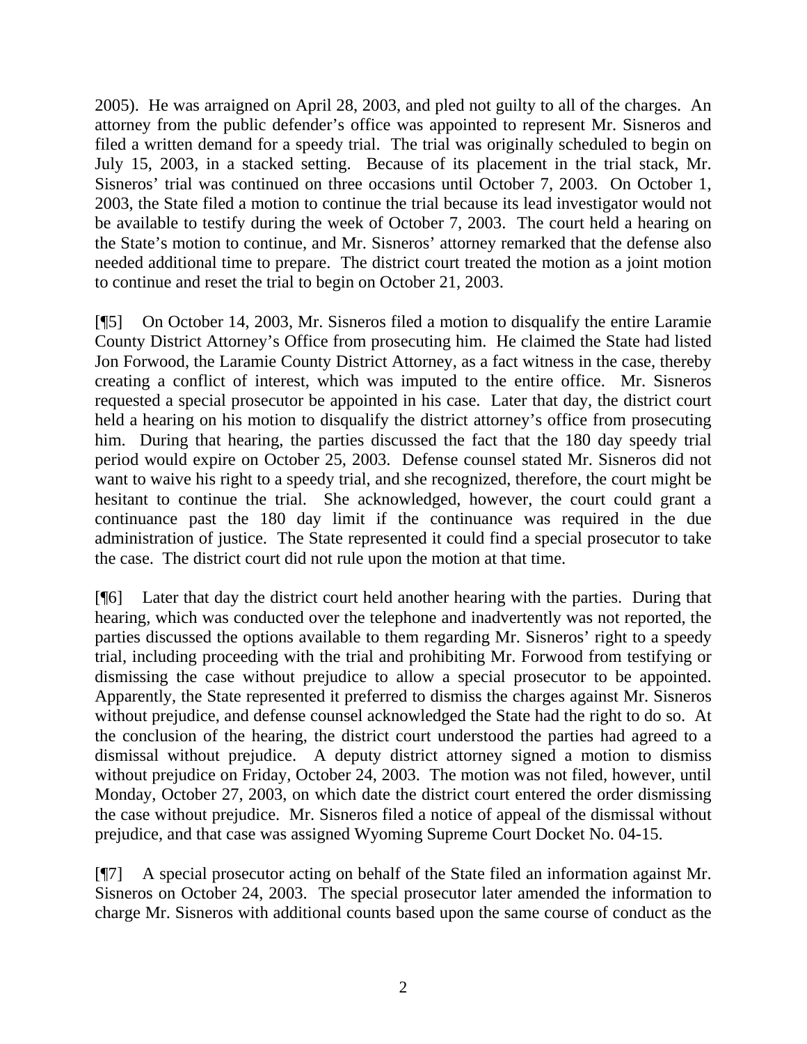2005). He was arraigned on April 28, 2003, and pled not guilty to all of the charges. An attorney from the public defender's office was appointed to represent Mr. Sisneros and filed a written demand for a speedy trial. The trial was originally scheduled to begin on July 15, 2003, in a stacked setting. Because of its placement in the trial stack, Mr. Sisneros' trial was continued on three occasions until October 7, 2003. On October 1, 2003, the State filed a motion to continue the trial because its lead investigator would not be available to testify during the week of October 7, 2003. The court held a hearing on the State's motion to continue, and Mr. Sisneros' attorney remarked that the defense also needed additional time to prepare. The district court treated the motion as a joint motion to continue and reset the trial to begin on October 21, 2003.

[¶5] On October 14, 2003, Mr. Sisneros filed a motion to disqualify the entire Laramie County District Attorney's Office from prosecuting him. He claimed the State had listed Jon Forwood, the Laramie County District Attorney, as a fact witness in the case, thereby creating a conflict of interest, which was imputed to the entire office. Mr. Sisneros requested a special prosecutor be appointed in his case. Later that day, the district court held a hearing on his motion to disqualify the district attorney's office from prosecuting him. During that hearing, the parties discussed the fact that the 180 day speedy trial period would expire on October 25, 2003. Defense counsel stated Mr. Sisneros did not want to waive his right to a speedy trial, and she recognized, therefore, the court might be hesitant to continue the trial. She acknowledged, however, the court could grant a continuance past the 180 day limit if the continuance was required in the due administration of justice. The State represented it could find a special prosecutor to take the case. The district court did not rule upon the motion at that time.

[¶6] Later that day the district court held another hearing with the parties. During that hearing, which was conducted over the telephone and inadvertently was not reported, the parties discussed the options available to them regarding Mr. Sisneros' right to a speedy trial, including proceeding with the trial and prohibiting Mr. Forwood from testifying or dismissing the case without prejudice to allow a special prosecutor to be appointed. Apparently, the State represented it preferred to dismiss the charges against Mr. Sisneros without prejudice, and defense counsel acknowledged the State had the right to do so. At the conclusion of the hearing, the district court understood the parties had agreed to a dismissal without prejudice. A deputy district attorney signed a motion to dismiss without prejudice on Friday, October 24, 2003. The motion was not filed, however, until Monday, October 27, 2003, on which date the district court entered the order dismissing the case without prejudice. Mr. Sisneros filed a notice of appeal of the dismissal without prejudice, and that case was assigned Wyoming Supreme Court Docket No. 04-15.

[¶7] A special prosecutor acting on behalf of the State filed an information against Mr. Sisneros on October 24, 2003. The special prosecutor later amended the information to charge Mr. Sisneros with additional counts based upon the same course of conduct as the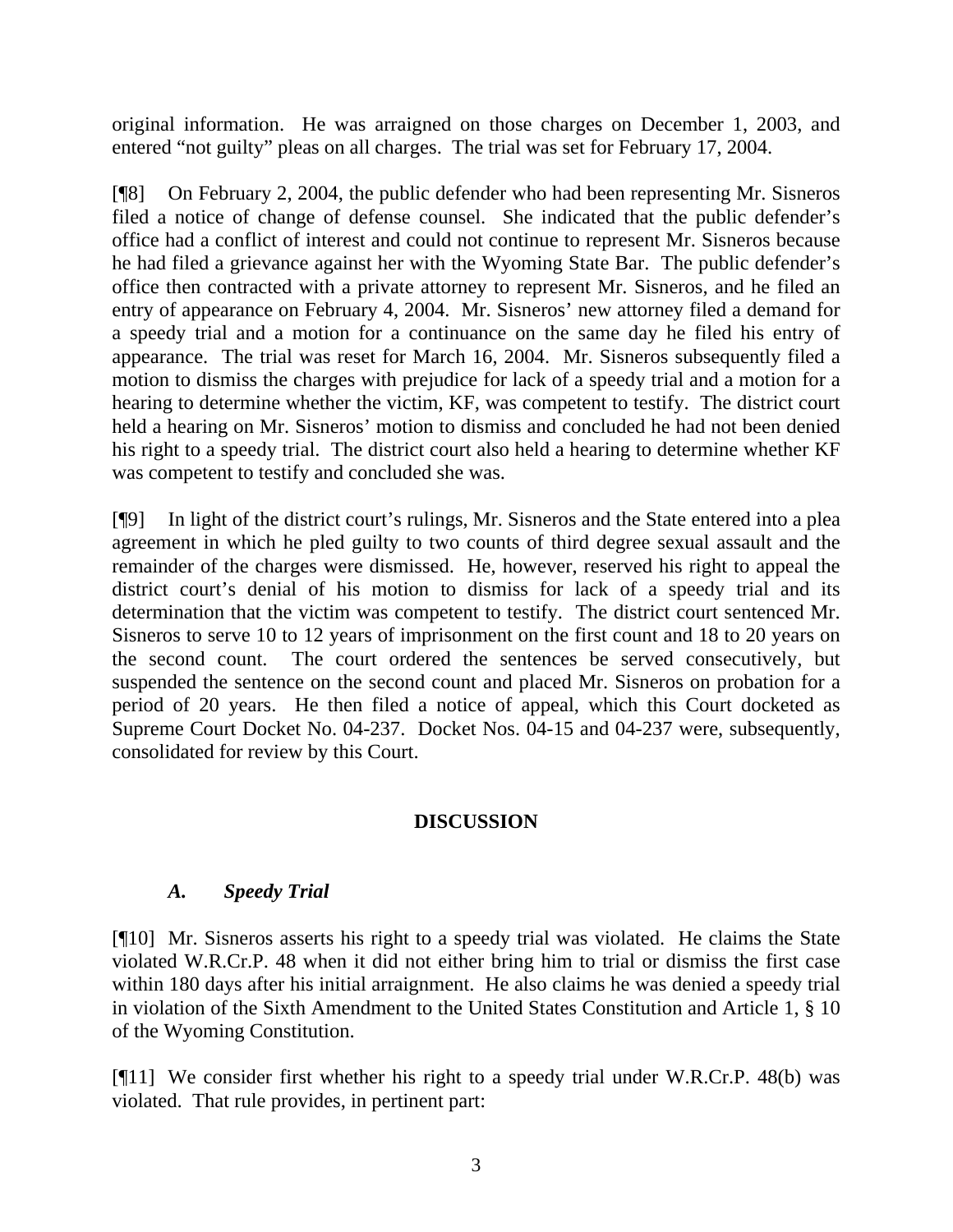original information. He was arraigned on those charges on December 1, 2003, and entered "not guilty" pleas on all charges. The trial was set for February 17, 2004.

[¶8] On February 2, 2004, the public defender who had been representing Mr. Sisneros filed a notice of change of defense counsel. She indicated that the public defender's office had a conflict of interest and could not continue to represent Mr. Sisneros because he had filed a grievance against her with the Wyoming State Bar. The public defender's office then contracted with a private attorney to represent Mr. Sisneros, and he filed an entry of appearance on February 4, 2004. Mr. Sisneros' new attorney filed a demand for a speedy trial and a motion for a continuance on the same day he filed his entry of appearance. The trial was reset for March 16, 2004. Mr. Sisneros subsequently filed a motion to dismiss the charges with prejudice for lack of a speedy trial and a motion for a hearing to determine whether the victim, KF, was competent to testify. The district court held a hearing on Mr. Sisneros' motion to dismiss and concluded he had not been denied his right to a speedy trial. The district court also held a hearing to determine whether KF was competent to testify and concluded she was.

[¶9] In light of the district court's rulings, Mr. Sisneros and the State entered into a plea agreement in which he pled guilty to two counts of third degree sexual assault and the remainder of the charges were dismissed. He, however, reserved his right to appeal the district court's denial of his motion to dismiss for lack of a speedy trial and its determination that the victim was competent to testify. The district court sentenced Mr. Sisneros to serve 10 to 12 years of imprisonment on the first count and 18 to 20 years on the second count. The court ordered the sentences be served consecutively, but suspended the sentence on the second count and placed Mr. Sisneros on probation for a period of 20 years. He then filed a notice of appeal, which this Court docketed as Supreme Court Docket No. 04-237. Docket Nos. 04-15 and 04-237 were, subsequently, consolidated for review by this Court.

## DISCUSSION

### *A. Speedy Trial*

[¶10] Mr. Sisneros asserts his right to a speedy trial was violated. He claims the State violated W.R.Cr.P. 48 when it did not either bring him to trial or dismiss the first case within 180 days after his initial arraignment. He also claims he was denied a speedy trial in violation of the Sixth Amendment to the United States Constitution and Article 1, § 10 of the Wyoming Constitution.

[¶11] We consider first whether his right to a speedy trial under W.R.Cr.P. 48(b) was violated. That rule provides, in pertinent part: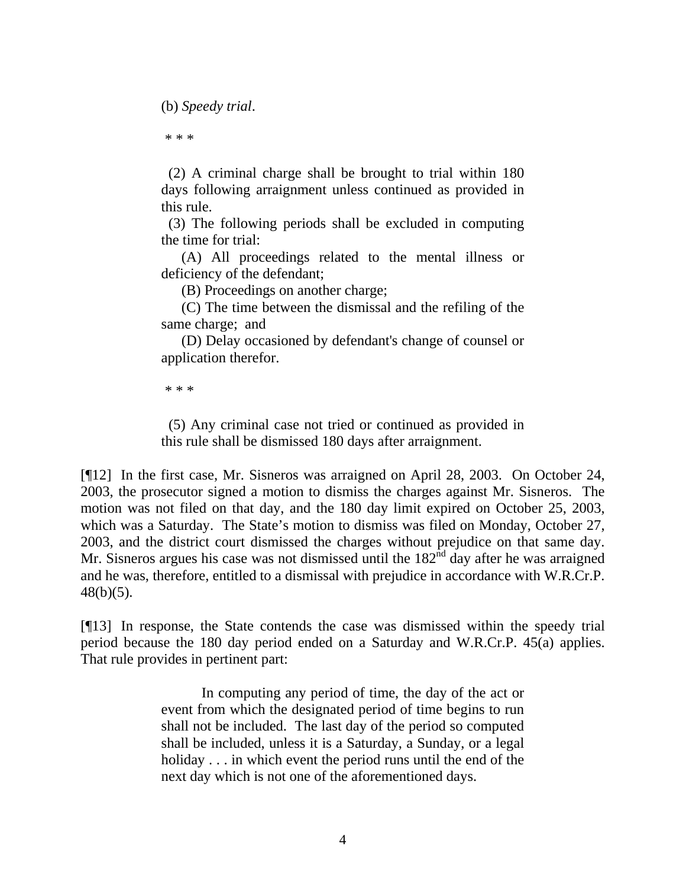> (b) *Speedy trial*.
>
> \* \* \*
>
> (2) A criminal charge shall be brought to trial within 180 days following arraignment unless continued as provided in this rule.
>
> (3) The following periods shall be excluded in computing the time for trial:
>
> (A) All proceedings related to the mental illness or deficiency of the defendant;
>
> (B) Proceedings on another charge;
>
> (C) The time between the dismissal and the refiling of the same charge; and
>
> (D) Delay occasioned by defendant's change of counsel or application therefor.
>
> \* \* \*
>
> (5) Any criminal case not tried or continued as provided in this rule shall be dismissed 180 days after arraignment.

[¶12] In the first case, Mr. Sisneros was arraigned on April 28, 2003. On October 24, 2003, the prosecutor signed a motion to dismiss the charges against Mr. Sisneros. The motion was not filed on that day, and the 180 day limit expired on October 25, 2003, which was a Saturday. The State's motion to dismiss was filed on Monday, October 27, 2003, and the district court dismissed the charges without prejudice on that same day. Mr. Sisneros argues his case was not dismissed until the 182nd day after he was arraigned and he was, therefore, entitled to a dismissal with prejudice in accordance with W.R.Cr.P. 48(b)(5).

[¶13] In response, the State contends the case was dismissed within the speedy trial period because the 180 day period ended on a Saturday and W.R.Cr.P. 45(a) applies. That rule provides in pertinent part:

> In computing any period of time, the day of the act or event from which the designated period of time begins to run shall not be included. The last day of the period so computed shall be included, unless it is a Saturday, a Sunday, or a legal holiday . . . in which event the period runs until the end of the next day which is not one of the aforementioned days.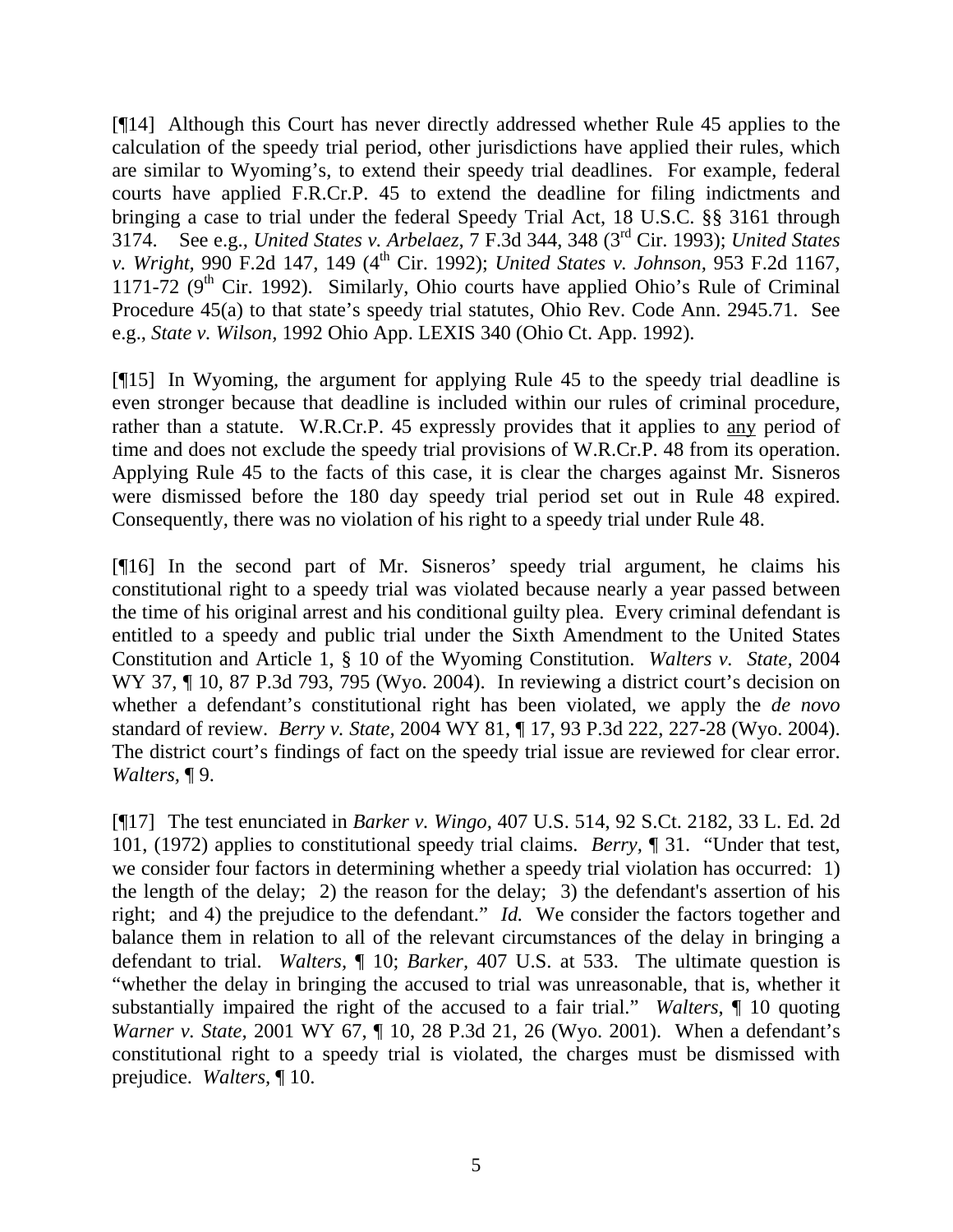[¶14] Although this Court has never directly addressed whether Rule 45 applies to the calculation of the speedy trial period, other jurisdictions have applied their rules, which are similar to Wyoming's, to extend their speedy trial deadlines. For example, federal courts have applied F.R.Cr.P. 45 to extend the deadline for filing indictments and bringing a case to trial under the federal Speedy Trial Act, 18 U.S.C. §§ 3161 through 3174. See e.g., *United States v. Arbelaez,* 7 F.3d 344, 348 (3rd Cir. 1993); *United States v. Wright,* 990 F.2d 147, 149 (4th Cir. 1992); *United States v. Johnson,* 953 F.2d 1167, 1171-72 (9th Cir. 1992). Similarly, Ohio courts have applied Ohio's Rule of Criminal Procedure 45(a) to that state's speedy trial statutes, Ohio Rev. Code Ann. 2945.71. See e.g., *State v. Wilson,* 1992 Ohio App. LEXIS 340 (Ohio Ct. App. 1992).

[¶15] In Wyoming, the argument for applying Rule 45 to the speedy trial deadline is even stronger because that deadline is included within our rules of criminal procedure, rather than a statute. W.R.Cr.P. 45 expressly provides that it applies to <u>any</u> period of time and does not exclude the speedy trial provisions of W.R.Cr.P. 48 from its operation. Applying Rule 45 to the facts of this case, it is clear the charges against Mr. Sisneros were dismissed before the 180 day speedy trial period set out in Rule 48 expired. Consequently, there was no violation of his right to a speedy trial under Rule 48.

[¶16] In the second part of Mr. Sisneros' speedy trial argument, he claims his constitutional right to a speedy trial was violated because nearly a year passed between the time of his original arrest and his conditional guilty plea. Every criminal defendant is entitled to a speedy and public trial under the Sixth Amendment to the United States Constitution and Article 1, § 10 of the Wyoming Constitution. *Walters v. State,* 2004 WY 37, ¶ 10, 87 P.3d 793, 795 (Wyo. 2004). In reviewing a district court's decision on whether a defendant's constitutional right has been violated, we apply the *de novo* standard of review. *Berry v. State,* 2004 WY 81, ¶ 17, 93 P.3d 222, 227-28 (Wyo. 2004). The district court's findings of fact on the speedy trial issue are reviewed for clear error. *Walters,* ¶ 9.

[¶17] The test enunciated in *Barker v. Wingo,* 407 U.S. 514, 92 S.Ct. 2182, 33 L. Ed. 2d 101, (1972) applies to constitutional speedy trial claims. *Berry,* ¶ 31. "Under that test, we consider four factors in determining whether a speedy trial violation has occurred: 1) the length of the delay; 2) the reason for the delay; 3) the defendant's assertion of his right; and 4) the prejudice to the defendant." *Id.* We consider the factors together and balance them in relation to all of the relevant circumstances of the delay in bringing a defendant to trial. *Walters*, ¶ 10; *Barker,* 407 U.S. at 533. The ultimate question is "whether the delay in bringing the accused to trial was unreasonable, that is, whether it substantially impaired the right of the accused to a fair trial." *Walters,* ¶ 10 quoting *Warner v. State*, 2001 WY 67, ¶ 10, 28 P.3d 21, 26 (Wyo. 2001). When a defendant's constitutional right to a speedy trial is violated, the charges must be dismissed with prejudice. *Walters*, ¶ 10.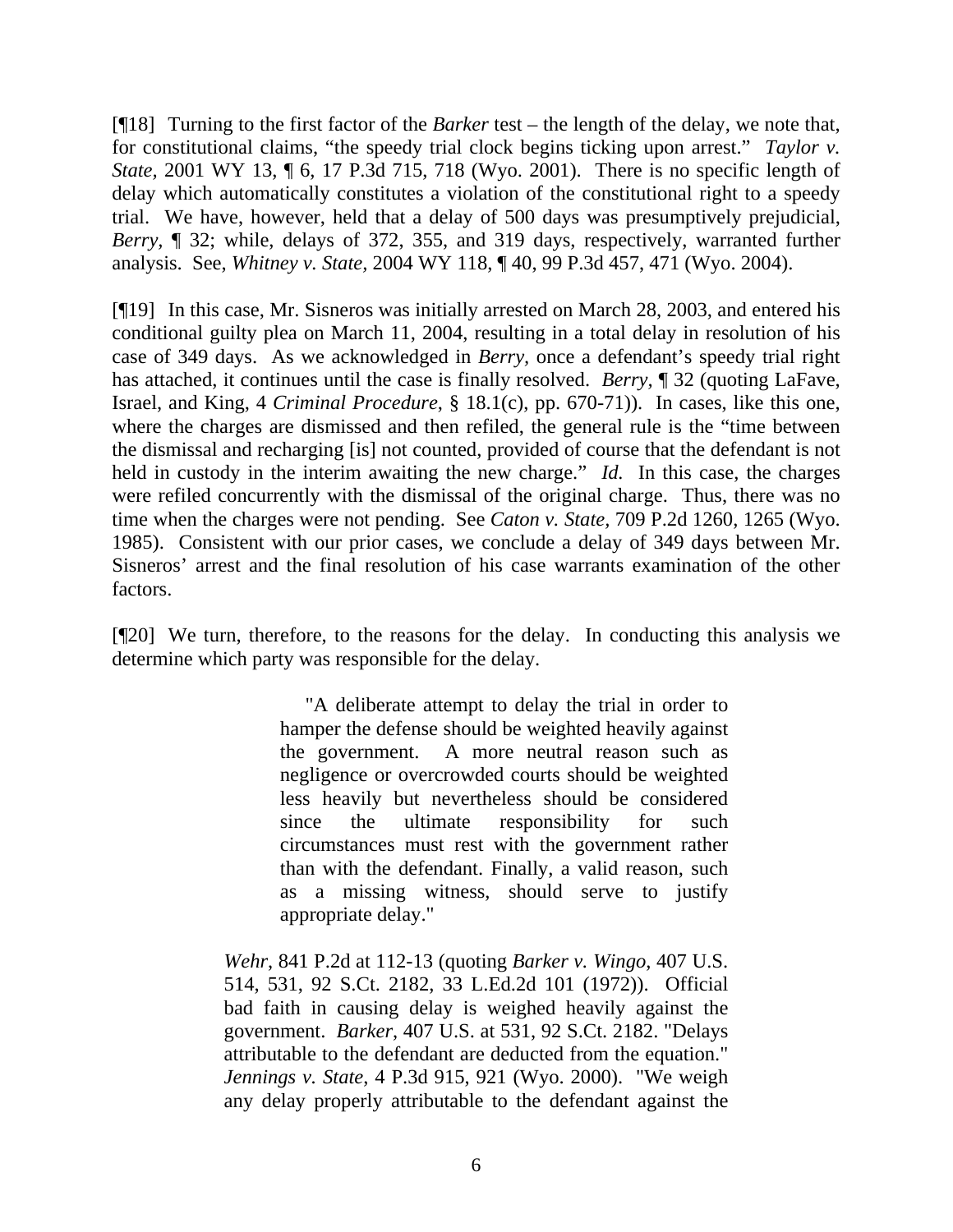[¶18] Turning to the first factor of the *Barker* test – the length of the delay, we note that, for constitutional claims, "the speedy trial clock begins ticking upon arrest." *Taylor v. State,* 2001 WY 13, ¶ 6, 17 P.3d 715, 718 (Wyo. 2001). There is no specific length of delay which automatically constitutes a violation of the constitutional right to a speedy trial. We have, however, held that a delay of 500 days was presumptively prejudicial, *Berry,* ¶ 32; while, delays of 372, 355, and 319 days, respectively, warranted further analysis. See, *Whitney v. State,* 2004 WY 118, ¶ 40, 99 P.3d 457, 471 (Wyo. 2004).

[¶19] In this case, Mr. Sisneros was initially arrested on March 28, 2003, and entered his conditional guilty plea on March 11, 2004, resulting in a total delay in resolution of his case of 349 days. As we acknowledged in *Berry,* once a defendant's speedy trial right has attached, it continues until the case is finally resolved. *Berry,* ¶ 32 (quoting LaFave, Israel, and King, 4 *Criminal Procedure*, § 18.1(c), pp. 670-71)). In cases, like this one, where the charges are dismissed and then refiled, the general rule is the "time between the dismissal and recharging [is] not counted, provided of course that the defendant is not held in custody in the interim awaiting the new charge." *Id.* In this case, the charges were refiled concurrently with the dismissal of the original charge. Thus, there was no time when the charges were not pending. See *Caton v. State,* 709 P.2d 1260, 1265 (Wyo. 1985). Consistent with our prior cases, we conclude a delay of 349 days between Mr. Sisneros' arrest and the final resolution of his case warrants examination of the other factors.

[¶20] We turn, therefore, to the reasons for the delay. In conducting this analysis we determine which party was responsible for the delay.

> "A deliberate attempt to delay the trial in order to hamper the defense should be weighted heavily against the government. A more neutral reason such as negligence or overcrowded courts should be weighted less heavily but nevertheless should be considered since the ultimate responsibility for such circumstances must rest with the government rather than with the defendant. Finally, a valid reason, such as a missing witness, should serve to justify appropriate delay."
>
> *Wehr*, 841 P.2d at 112-13 (quoting *Barker v. Wingo*, 407 U.S. 514, 531, 92 S.Ct. 2182, 33 L.Ed.2d 101 (1972)). Official bad faith in causing delay is weighed heavily against the government. *Barker*, 407 U.S. at 531, 92 S.Ct. 2182. "Delays attributable to the defendant are deducted from the equation." *Jennings v. State*, 4 P.3d 915, 921 (Wyo. 2000). "We weigh any delay properly attributable to the defendant against the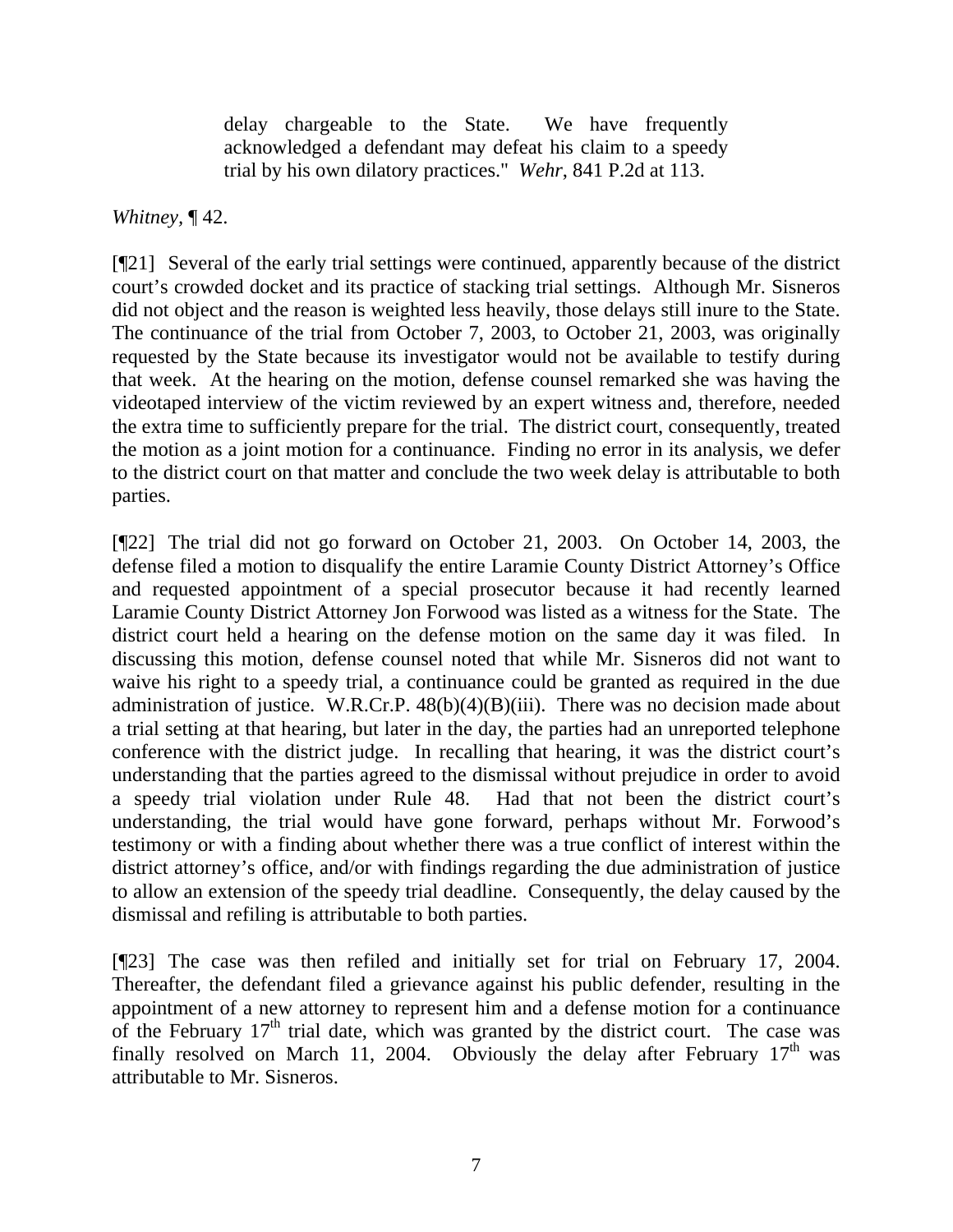> delay chargeable to the State. We have frequently acknowledged a defendant may defeat his claim to a speedy trial by his own dilatory practices." *Wehr*, 841 P.2d at 113.

*Whitney*, ¶ 42.

[¶21] Several of the early trial settings were continued, apparently because of the district court's crowded docket and its practice of stacking trial settings. Although Mr. Sisneros did not object and the reason is weighted less heavily, those delays still inure to the State. The continuance of the trial from October 7, 2003, to October 21, 2003, was originally requested by the State because its investigator would not be available to testify during that week. At the hearing on the motion, defense counsel remarked she was having the videotaped interview of the victim reviewed by an expert witness and, therefore, needed the extra time to sufficiently prepare for the trial. The district court, consequently, treated the motion as a joint motion for a continuance. Finding no error in its analysis, we defer to the district court on that matter and conclude the two week delay is attributable to both parties.

[¶22] The trial did not go forward on October 21, 2003. On October 14, 2003, the defense filed a motion to disqualify the entire Laramie County District Attorney's Office and requested appointment of a special prosecutor because it had recently learned Laramie County District Attorney Jon Forwood was listed as a witness for the State. The district court held a hearing on the defense motion on the same day it was filed. In discussing this motion, defense counsel noted that while Mr. Sisneros did not want to waive his right to a speedy trial, a continuance could be granted as required in the due administration of justice. W.R.Cr.P. 48(b)(4)(B)(iii). There was no decision made about a trial setting at that hearing, but later in the day, the parties had an unreported telephone conference with the district judge. In recalling that hearing, it was the district court's understanding that the parties agreed to the dismissal without prejudice in order to avoid a speedy trial violation under Rule 48. Had that not been the district court's understanding, the trial would have gone forward, perhaps without Mr. Forwood's testimony or with a finding about whether there was a true conflict of interest within the district attorney's office, and/or with findings regarding the due administration of justice to allow an extension of the speedy trial deadline. Consequently, the delay caused by the dismissal and refiling is attributable to both parties.

[¶23] The case was then refiled and initially set for trial on February 17, 2004. Thereafter, the defendant filed a grievance against his public defender, resulting in the appointment of a new attorney to represent him and a defense motion for a continuance of the February 17th trial date, which was granted by the district court. The case was finally resolved on March 11, 2004. Obviously the delay after February 17th was attributable to Mr. Sisneros.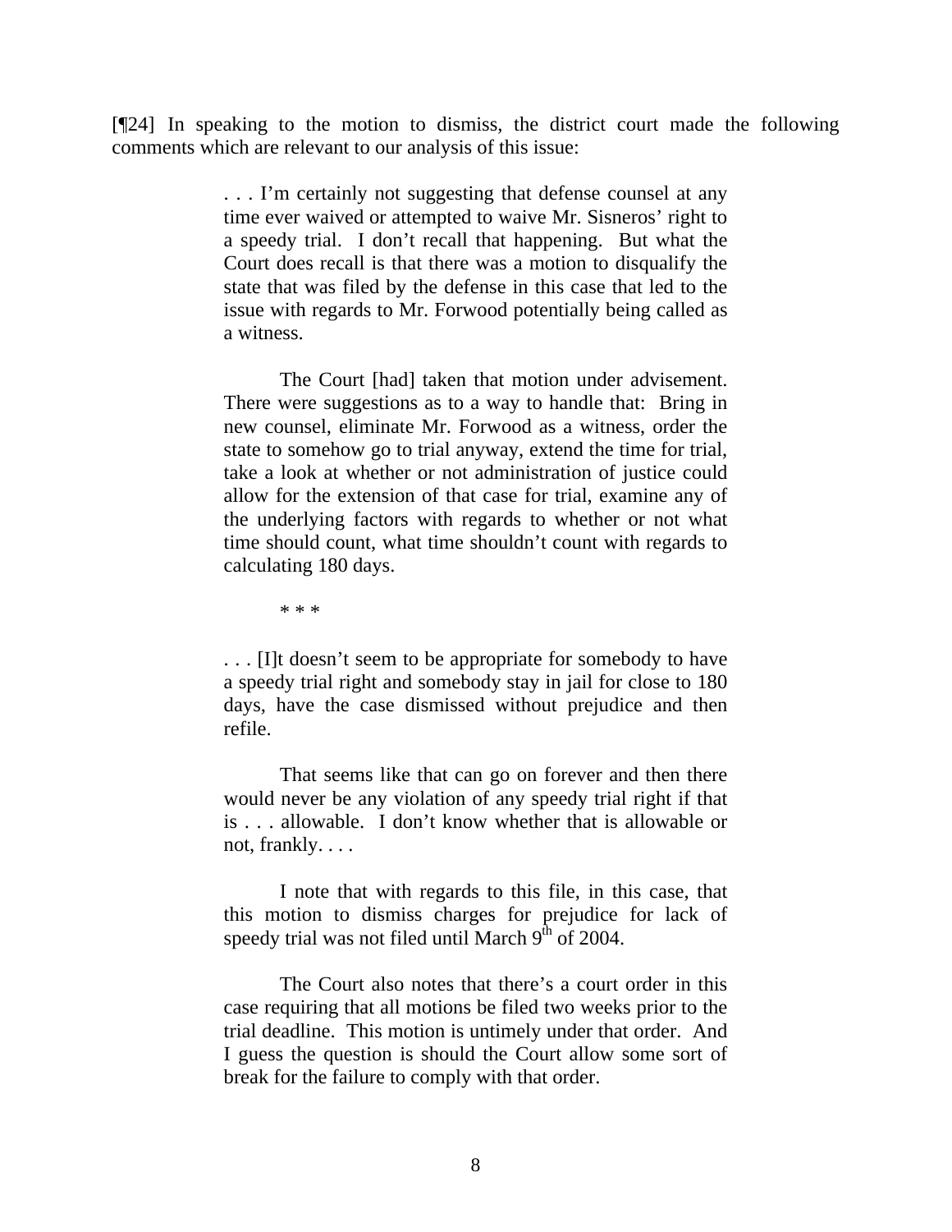[¶24] In speaking to the motion to dismiss, the district court made the following comments which are relevant to our analysis of this issue:

> . . . I'm certainly not suggesting that defense counsel at any time ever waived or attempted to waive Mr. Sisneros' right to a speedy trial. I don't recall that happening. But what the Court does recall is that there was a motion to disqualify the state that was filed by the defense in this case that led to the issue with regards to Mr. Forwood potentially being called as a witness.
>
> The Court [had] taken that motion under advisement. There were suggestions as to a way to handle that: Bring in new counsel, eliminate Mr. Forwood as a witness, order the state to somehow go to trial anyway, extend the time for trial, take a look at whether or not administration of justice could allow for the extension of that case for trial, examine any of the underlying factors with regards to whether or not what time should count, what time shouldn't count with regards to calculating 180 days.
>
> * * *
>
> . . . [I]t doesn't seem to be appropriate for somebody to have a speedy trial right and somebody stay in jail for close to 180 days, have the case dismissed without prejudice and then refile.
>
> That seems like that can go on forever and then there would never be any violation of any speedy trial right if that is . . . allowable. I don't know whether that is allowable or not, frankly. . . .
>
> I note that with regards to this file, in this case, that this motion to dismiss charges for prejudice for lack of speedy trial was not filed until March 9th of 2004.
>
> The Court also notes that there's a court order in this case requiring that all motions be filed two weeks prior to the trial deadline. This motion is untimely under that order. And I guess the question is should the Court allow some sort of break for the failure to comply with that order.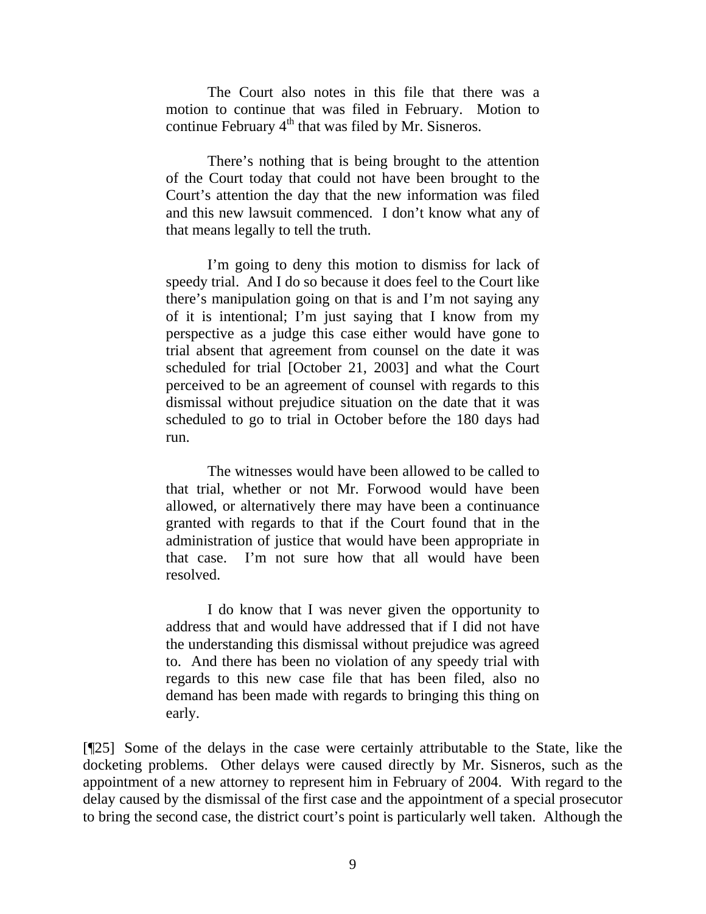> The Court also notes in this file that there was a motion to continue that was filed in February. Motion to continue February 4th that was filed by Mr. Sisneros.
>
> There's nothing that is being brought to the attention of the Court today that could not have been brought to the Court's attention the day that the new information was filed and this new lawsuit commenced. I don't know what any of that means legally to tell the truth.
>
> I'm going to deny this motion to dismiss for lack of speedy trial. And I do so because it does feel to the Court like there's manipulation going on that is and I'm not saying any of it is intentional; I'm just saying that I know from my perspective as a judge this case either would have gone to trial absent that agreement from counsel on the date it was scheduled for trial [October 21, 2003] and what the Court perceived to be an agreement of counsel with regards to this dismissal without prejudice situation on the date that it was scheduled to go to trial in October before the 180 days had run.
>
> The witnesses would have been allowed to be called to that trial, whether or not Mr. Forwood would have been allowed, or alternatively there may have been a continuance granted with regards to that if the Court found that in the administration of justice that would have been appropriate in that case. I'm not sure how that all would have been resolved.
>
> I do know that I was never given the opportunity to address that and would have addressed that if I did not have the understanding this dismissal without prejudice was agreed to. And there has been no violation of any speedy trial with regards to this new case file that has been filed, also no demand has been made with regards to bringing this thing on early.

[¶25] Some of the delays in the case were certainly attributable to the State, like the docketing problems. Other delays were caused directly by Mr. Sisneros, such as the appointment of a new attorney to represent him in February of 2004. With regard to the delay caused by the dismissal of the first case and the appointment of a special prosecutor to bring the second case, the district court's point is particularly well taken. Although the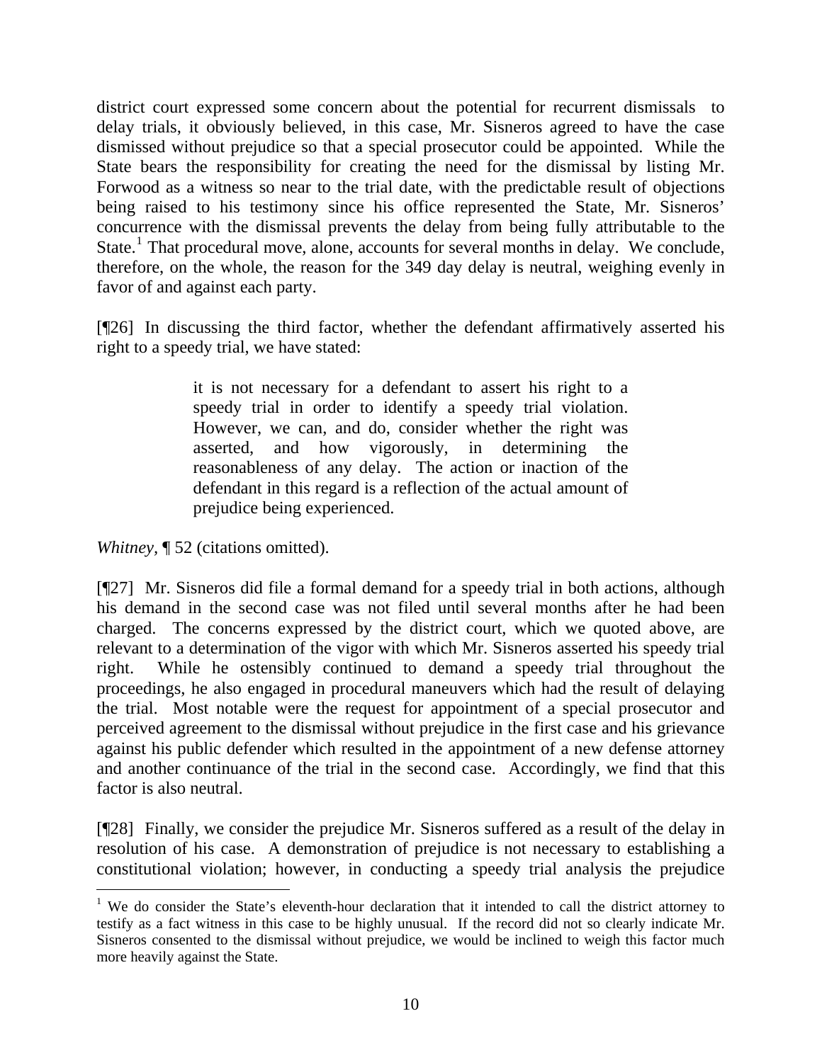district court expressed some concern about the potential for recurrent dismissals to delay trials, it obviously believed, in this case, Mr. Sisneros agreed to have the case dismissed without prejudice so that a special prosecutor could be appointed. While the State bears the responsibility for creating the need for the dismissal by listing Mr. Forwood as a witness so near to the trial date, with the predictable result of objections being raised to his testimony since his office represented the State, Mr. Sisneros' concurrence with the dismissal prevents the delay from being fully attributable to the State.[1] That procedural move, alone, accounts for several months in delay. We conclude, therefore, on the whole, the reason for the 349 day delay is neutral, weighing evenly in favor of and against each party.

[¶26] In discussing the third factor, whether the defendant affirmatively asserted his right to a speedy trial, we have stated:

> it is not necessary for a defendant to assert his right to a speedy trial in order to identify a speedy trial violation. However, we can, and do, consider whether the right was asserted, and how vigorously, in determining the reasonableness of any delay. The action or inaction of the defendant in this regard is a reflection of the actual amount of prejudice being experienced.

*Whitney*, ¶ 52 (citations omitted).

[¶27] Mr. Sisneros did file a formal demand for a speedy trial in both actions, although his demand in the second case was not filed until several months after he had been charged. The concerns expressed by the district court, which we quoted above, are relevant to a determination of the vigor with which Mr. Sisneros asserted his speedy trial right. While he ostensibly continued to demand a speedy trial throughout the proceedings, he also engaged in procedural maneuvers which had the result of delaying the trial. Most notable were the request for appointment of a special prosecutor and perceived agreement to the dismissal without prejudice in the first case and his grievance against his public defender which resulted in the appointment of a new defense attorney and another continuance of the trial in the second case. Accordingly, we find that this factor is also neutral.

[¶28] Finally, we consider the prejudice Mr. Sisneros suffered as a result of the delay in resolution of his case. A demonstration of prejudice is not necessary to establishing a constitutional violation; however, in conducting a speedy trial analysis the prejudice

[1] We do consider the State's eleventh-hour declaration that it intended to call the district attorney to testify as a fact witness in this case to be highly unusual. If the record did not so clearly indicate Mr. Sisneros consented to the dismissal without prejudice, we would be inclined to weigh this factor much more heavily against the State.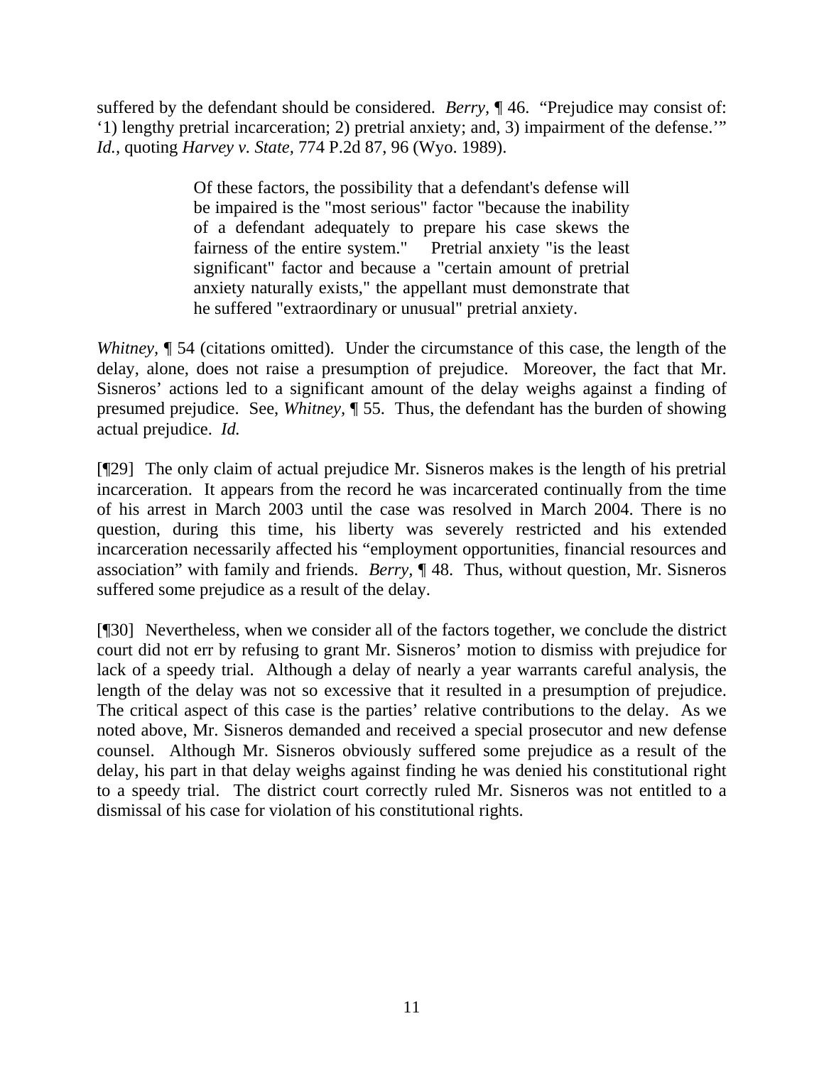suffered by the defendant should be considered. *Berry,* ¶ 46. "Prejudice may consist of: '1) lengthy pretrial incarceration; 2) pretrial anxiety; and, 3) impairment of the defense.'" *Id.,* quoting *Harvey v. State,* 774 P.2d 87, 96 (Wyo. 1989).

> Of these factors, the possibility that a defendant's defense will be impaired is the "most serious" factor "because the inability of a defendant adequately to prepare his case skews the fairness of the entire system." Pretrial anxiety "is the least significant" factor and because a "certain amount of pretrial anxiety naturally exists," the appellant must demonstrate that he suffered "extraordinary or unusual" pretrial anxiety.

*Whitney,* ¶ 54 (citations omitted). Under the circumstance of this case, the length of the delay, alone, does not raise a presumption of prejudice. Moreover, the fact that Mr. Sisneros' actions led to a significant amount of the delay weighs against a finding of presumed prejudice. See, *Whitney,* ¶ 55. Thus, the defendant has the burden of showing actual prejudice. *Id.*

[¶29] The only claim of actual prejudice Mr. Sisneros makes is the length of his pretrial incarceration. It appears from the record he was incarcerated continually from the time of his arrest in March 2003 until the case was resolved in March 2004. There is no question, during this time, his liberty was severely restricted and his extended incarceration necessarily affected his "employment opportunities, financial resources and association" with family and friends. *Berry,* ¶ 48. Thus, without question, Mr. Sisneros suffered some prejudice as a result of the delay.

[¶30] Nevertheless, when we consider all of the factors together, we conclude the district court did not err by refusing to grant Mr. Sisneros' motion to dismiss with prejudice for lack of a speedy trial. Although a delay of nearly a year warrants careful analysis, the length of the delay was not so excessive that it resulted in a presumption of prejudice. The critical aspect of this case is the parties' relative contributions to the delay. As we noted above, Mr. Sisneros demanded and received a special prosecutor and new defense counsel. Although Mr. Sisneros obviously suffered some prejudice as a result of the delay, his part in that delay weighs against finding he was denied his constitutional right to a speedy trial. The district court correctly ruled Mr. Sisneros was not entitled to a dismissal of his case for violation of his constitutional rights.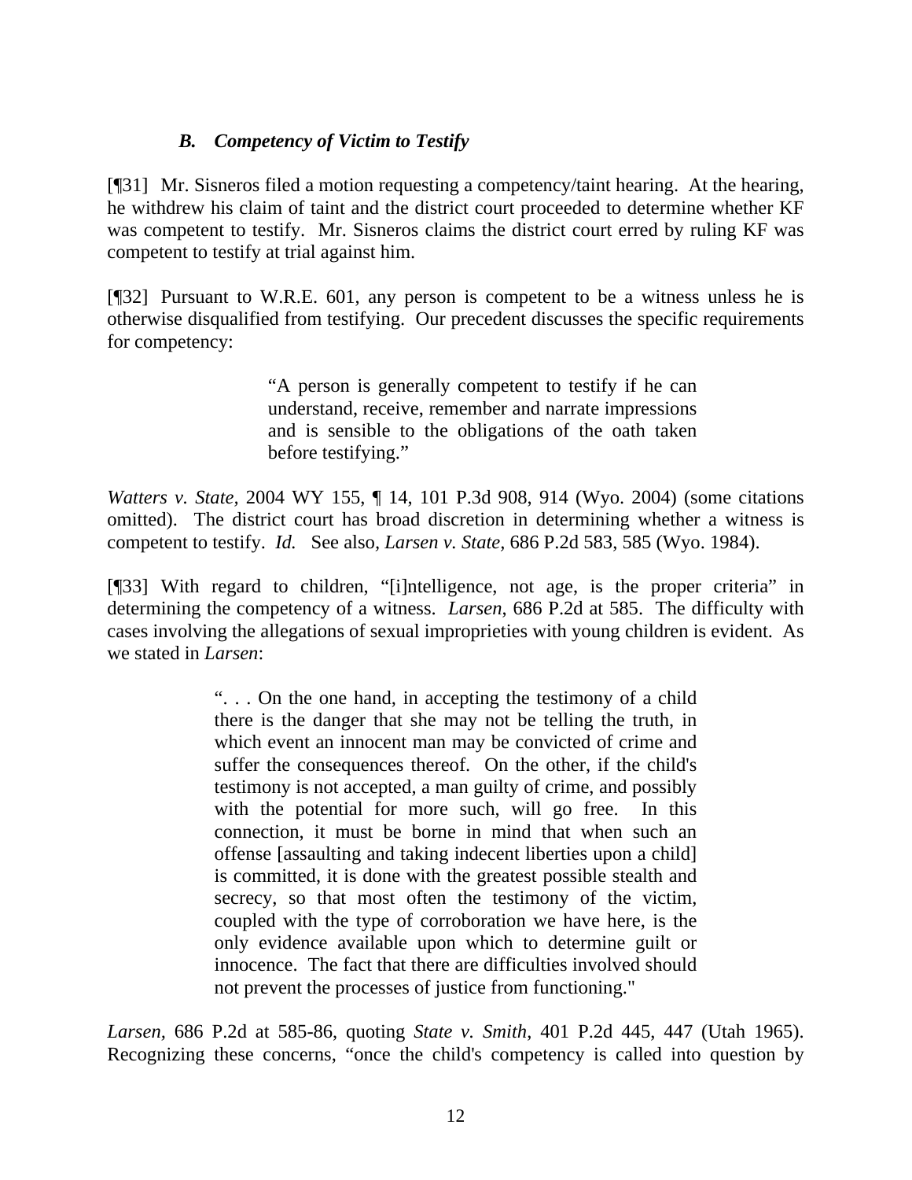### *B. Competency of Victim to Testify*

[¶31] Mr. Sisneros filed a motion requesting a competency/taint hearing. At the hearing, he withdrew his claim of taint and the district court proceeded to determine whether KF was competent to testify. Mr. Sisneros claims the district court erred by ruling KF was competent to testify at trial against him.

[¶32] Pursuant to W.R.E. 601, any person is competent to be a witness unless he is otherwise disqualified from testifying. Our precedent discusses the specific requirements for competency:

> "A person is generally competent to testify if he can understand, receive, remember and narrate impressions and is sensible to the obligations of the oath taken before testifying."

*Watters v. State,* 2004 WY 155, ¶ 14, 101 P.3d 908, 914 (Wyo. 2004) (some citations omitted). The district court has broad discretion in determining whether a witness is competent to testify. *Id.* See also, *Larsen v. State,* 686 P.2d 583, 585 (Wyo. 1984).

[¶33] With regard to children, "[i]ntelligence, not age, is the proper criteria" in determining the competency of a witness. *Larsen*, 686 P.2d at 585. The difficulty with cases involving the allegations of sexual improprieties with young children is evident. As we stated in *Larsen*:

> ". . . On the one hand, in accepting the testimony of a child there is the danger that she may not be telling the truth, in which event an innocent man may be convicted of crime and suffer the consequences thereof. On the other, if the child's testimony is not accepted, a man guilty of crime, and possibly with the potential for more such, will go free. In this connection, it must be borne in mind that when such an offense [assaulting and taking indecent liberties upon a child] is committed, it is done with the greatest possible stealth and secrecy, so that most often the testimony of the victim, coupled with the type of corroboration we have here, is the only evidence available upon which to determine guilt or innocence. The fact that there are difficulties involved should not prevent the processes of justice from functioning."

*Larsen*, 686 P.2d at 585-86, quoting *State v. Smith*, 401 P.2d 445, 447 (Utah 1965). Recognizing these concerns, "once the child's competency is called into question by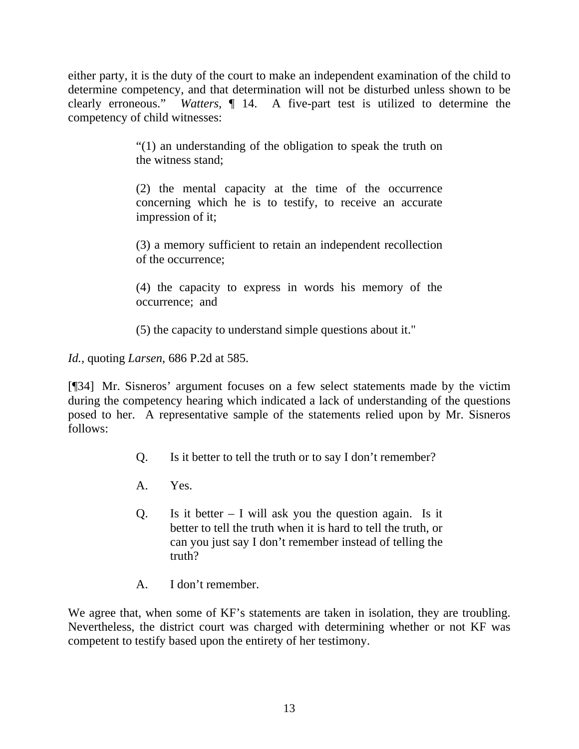either party, it is the duty of the court to make an independent examination of the child to determine competency, and that determination will not be disturbed unless shown to be clearly erroneous." *Watters*, ¶ 14. A five-part test is utilized to determine the competency of child witnesses:

> "(1) an understanding of the obligation to speak the truth on the witness stand;
>
> (2) the mental capacity at the time of the occurrence concerning which he is to testify, to receive an accurate impression of it;
>
> (3) a memory sufficient to retain an independent recollection of the occurrence;
>
> (4) the capacity to express in words his memory of the occurrence; and
>
> (5) the capacity to understand simple questions about it."

*Id.*, quoting *Larsen*, 686 P.2d at 585.

[¶34] Mr. Sisneros' argument focuses on a few select statements made by the victim during the competency hearing which indicated a lack of understanding of the questions posed to her. A representative sample of the statements relied upon by Mr. Sisneros follows:

> Q. Is it better to tell the truth or to say I don't remember?
>
> A. Yes.
>
> Q. Is it better – I will ask you the question again. Is it better to tell the truth when it is hard to tell the truth, or can you just say I don't remember instead of telling the truth?
>
> A. I don't remember.

We agree that, when some of KF's statements are taken in isolation, they are troubling. Nevertheless, the district court was charged with determining whether or not KF was competent to testify based upon the entirety of her testimony.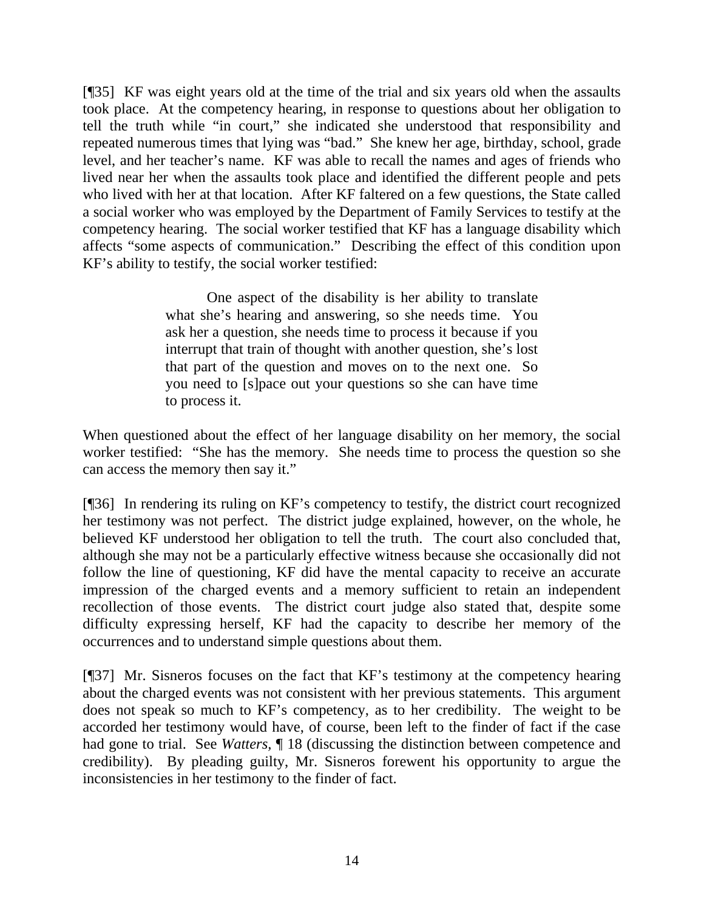[¶35] KF was eight years old at the time of the trial and six years old when the assaults took place. At the competency hearing, in response to questions about her obligation to tell the truth while "in court," she indicated she understood that responsibility and repeated numerous times that lying was "bad." She knew her age, birthday, school, grade level, and her teacher's name. KF was able to recall the names and ages of friends who lived near her when the assaults took place and identified the different people and pets who lived with her at that location. After KF faltered on a few questions, the State called a social worker who was employed by the Department of Family Services to testify at the competency hearing. The social worker testified that KF has a language disability which affects "some aspects of communication." Describing the effect of this condition upon KF's ability to testify, the social worker testified:

> One aspect of the disability is her ability to translate what she's hearing and answering, so she needs time. You ask her a question, she needs time to process it because if you interrupt that train of thought with another question, she's lost that part of the question and moves on to the next one. So you need to [s]pace out your questions so she can have time to process it.

When questioned about the effect of her language disability on her memory, the social worker testified: "She has the memory. She needs time to process the question so she can access the memory then say it."

[¶36] In rendering its ruling on KF's competency to testify, the district court recognized her testimony was not perfect. The district judge explained, however, on the whole, he believed KF understood her obligation to tell the truth. The court also concluded that, although she may not be a particularly effective witness because she occasionally did not follow the line of questioning, KF did have the mental capacity to receive an accurate impression of the charged events and a memory sufficient to retain an independent recollection of those events. The district court judge also stated that, despite some difficulty expressing herself, KF had the capacity to describe her memory of the occurrences and to understand simple questions about them.

[¶37] Mr. Sisneros focuses on the fact that KF's testimony at the competency hearing about the charged events was not consistent with her previous statements. This argument does not speak so much to KF's competency, as to her credibility. The weight to be accorded her testimony would have, of course, been left to the finder of fact if the case had gone to trial. See *Watters*, ¶ 18 (discussing the distinction between competence and credibility). By pleading guilty, Mr. Sisneros forewent his opportunity to argue the inconsistencies in her testimony to the finder of fact.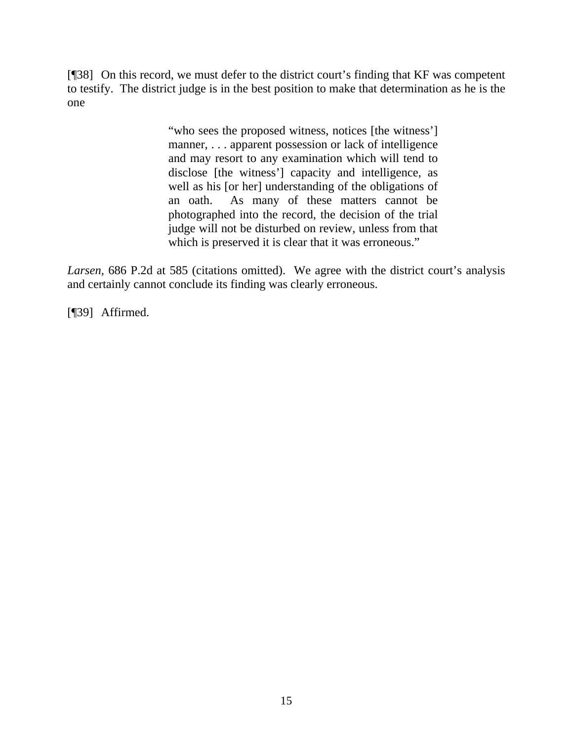[¶38] On this record, we must defer to the district court's finding that KF was competent to testify. The district judge is in the best position to make that determination as he is the one

> "who sees the proposed witness, notices [the witness'] manner, . . . apparent possession or lack of intelligence and may resort to any examination which will tend to disclose [the witness'] capacity and intelligence, as well as his [or her] understanding of the obligations of an oath. As many of these matters cannot be photographed into the record, the decision of the trial judge will not be disturbed on review, unless from that which is preserved it is clear that it was erroneous."

*Larsen,* 686 P.2d at 585 (citations omitted). We agree with the district court's analysis and certainly cannot conclude its finding was clearly erroneous.

[¶39] Affirmed.